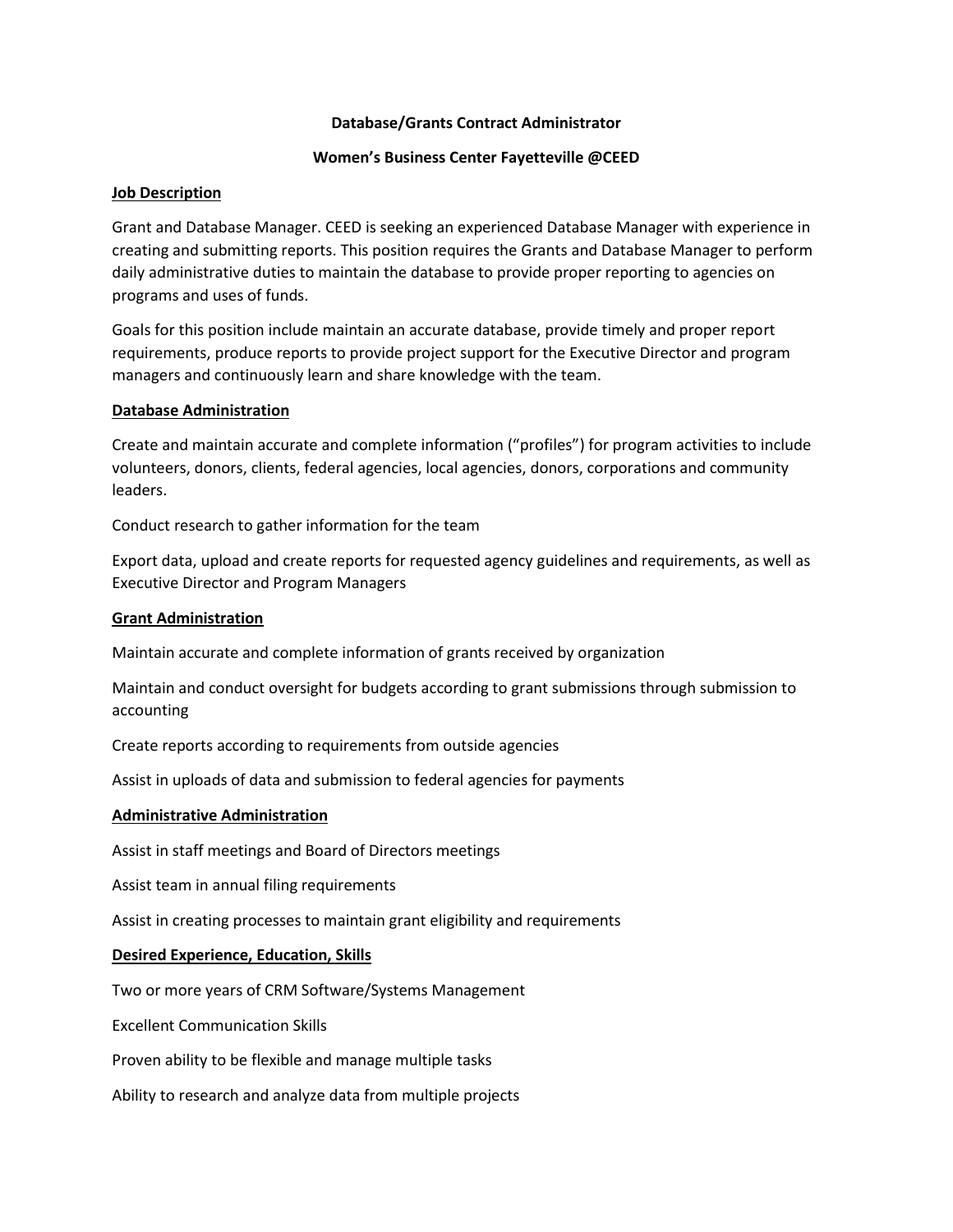**Database/Grants Contract Administrator**

**Women's Business Center Fayetteville @CEED**

**Job Description**

Grant and Database Manager. CEED is seeking an experienced Database Manager with experience in creating and submitting reports. This position requires the Grants and Database Manager to perform daily administrative duties to maintain the database to provide proper reporting to agencies on programs and uses of funds.

Goals for this position include maintain an accurate database, provide timely and proper report requirements, produce reports to provide project support for the Executive Director and program managers and continuously learn and share knowledge with the team.

**Database Administration**

Create and maintain accurate and complete information ("profiles") for program activities to include volunteers, donors, clients, federal agencies, local agencies, donors, corporations and community leaders.

Conduct research to gather information for the team

Export data, upload and create reports for requested agency guidelines and requirements, as well as Executive Director and Program Managers

**Grant Administration**

Maintain accurate and complete information of grants received by organization

Maintain and conduct oversight for budgets according to grant submissions through submission to accounting

Create reports according to requirements from outside agencies

Assist in uploads of data and submission to federal agencies for payments

**Administrative Administration**

Assist in staff meetings and Board of Directors meetings

Assist team in annual filing requirements

Assist in creating processes to maintain grant eligibility and requirements

**Desired Experience, Education, Skills**

Two or more years of CRM Software/Systems Management

Excellent Communication Skills

Proven ability to be flexible and manage multiple tasks

Ability to research and analyze data from multiple projects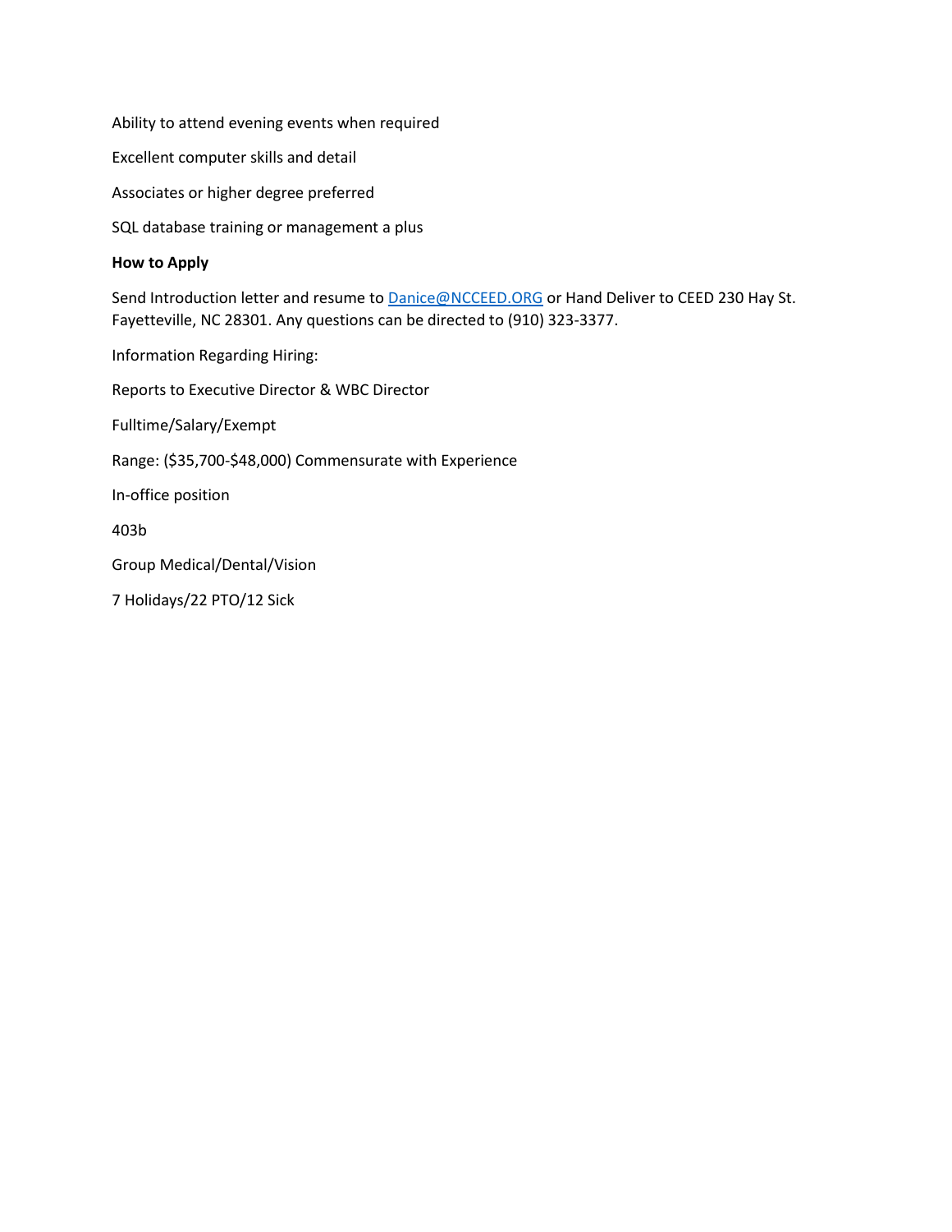Ability to attend evening events when required

Excellent computer skills and detail

Associates or higher degree preferred

SQL database training or management a plus

**How to Apply**

Send Introduction letter and resume to [Danice@NCCEED.ORG](mailto:Danice@NCCEED.ORG) or Hand Deliver to CEED 230 Hay St. Fayetteville, NC 28301. Any questions can be directed to (910) 323-3377.

Information Regarding Hiring:

Reports to Executive Director & WBC Director

Fulltime/Salary/Exempt

Range: ($35,700-$48,000) Commensurate with Experience

In-office position

403b

Group Medical/Dental/Vision

7 Holidays/22 PTO/12 Sick